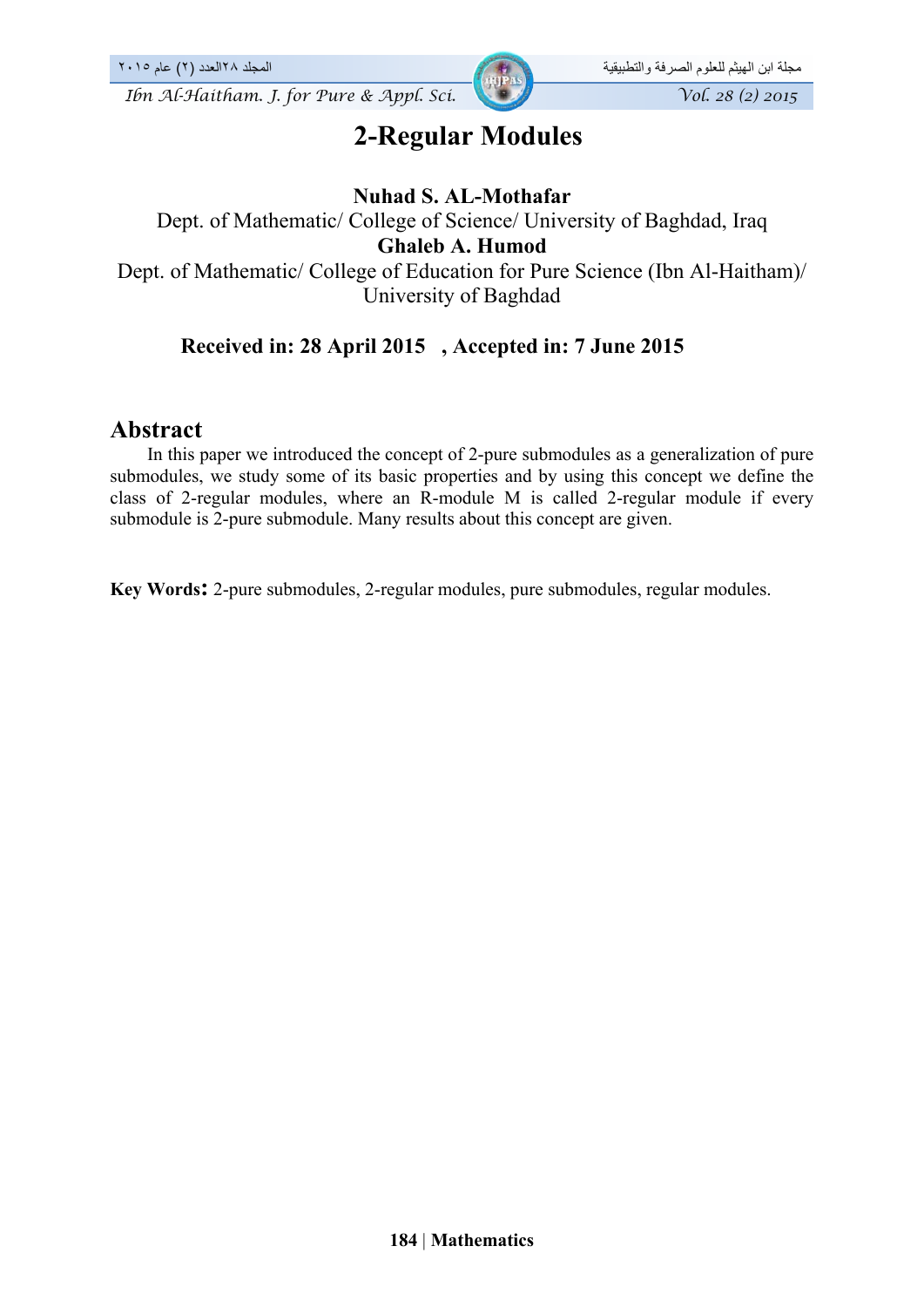# 2-Regular Modules

**Nuhad S. AL-Mothafar**
Dept. of Mathematic/ College of Science/ University of Baghdad, Iraq
**Ghaleb A. Humod**
Dept. of Mathematic/ College of Education for Pure Science (Ibn Al-Haitham)/ University of Baghdad

**Received in: 28 April 2015 , Accepted in: 7 June 2015**

## Abstract

In this paper we introduced the concept of 2-pure submodules as a generalization of pure submodules, we study some of its basic properties and by using this concept we define the class of 2-regular modules, where an R-module M is called 2-regular module if every submodule is 2-pure submodule. Many results about this concept are given.

**Key Words:** 2-pure submodules, 2-regular modules, pure submodules, regular modules.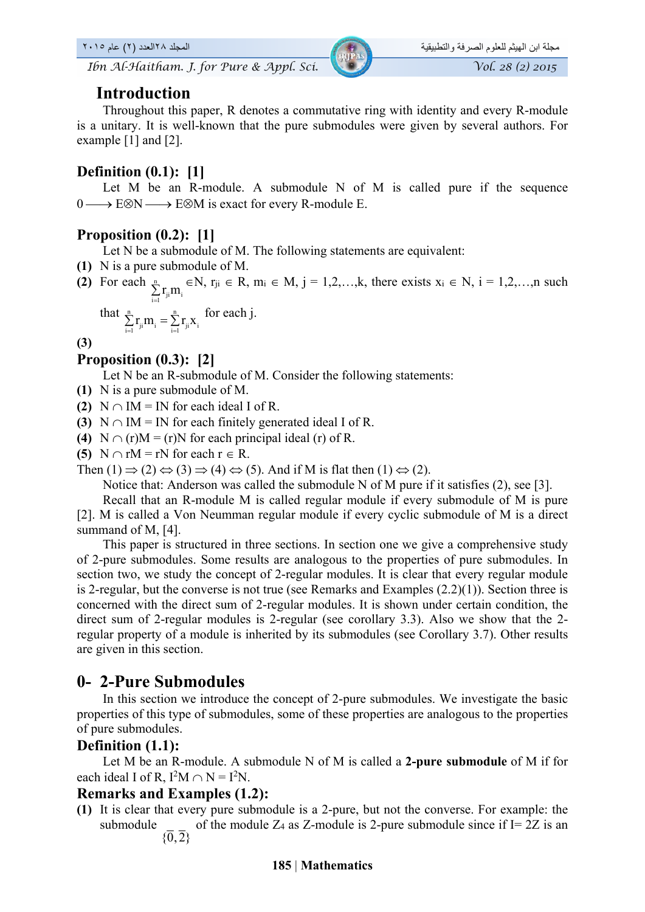## Introduction

Throughout this paper, R denotes a commutative ring with identity and every R-module is a unitary. It is well-known that the pure submodules were given by several authors. For example [1] and [2].

### Definition (0.1): [1]

Let M be an R-module. A submodule N of M is called pure if the sequence $0 \longrightarrow E \otimes N \longrightarrow E \otimes M$ is exact for every R-module E.

### Proposition (0.2): [1]

Let N be a submodule of M. The following statements are equivalent:

**(1)** N is a pure submodule of M.

**(2)** For each $\sum_{i=1}^{n} r_{ji} m_i \in N$, $r_{ji} \in R$, $m_i \in M$, $j = 1,2,\ldots,k$, there exists $x_i \in N$, $i = 1,2,\ldots,n$ such that $\sum_{i=1}^{n} r_{ji} m_i = \sum_{i=1}^{n} r_{ji} x_i$ for each j.

**(3)**

### Proposition (0.3): [2]

Let N be an R-submodule of M. Consider the following statements:

**(1)** N is a pure submodule of M.

**(2)** $N \cap IM = IN$ for each ideal I of R.

**(3)** $N \cap IM = IN$ for each finitely generated ideal I of R.

**(4)** $N \cap (r)M = (r)N$ for each principal ideal (r) of R.

**(5)** $N \cap rM = rN$ for each $r \in R$.

Then $(1) \Rightarrow (2) \Leftrightarrow (3) \Rightarrow (4) \Leftrightarrow (5)$. And if M is flat then $(1) \Leftrightarrow (2)$.

Notice that: Anderson was called the submodule N of M pure if it satisfies (2), see [3].

Recall that an R-module M is called regular module if every submodule of M is pure [2]. M is called a Von Neumman regular module if every cyclic submodule of M is a direct summand of M, [4].

This paper is structured in three sections. In section one we give a comprehensive study of 2-pure submodules. Some results are analogous to the properties of pure submodules. In section two, we study the concept of 2-regular modules. It is clear that every regular module is 2-regular, but the converse is not true (see Remarks and Examples (2.2)(1)). Section three is concerned with the direct sum of 2-regular modules. It is shown under certain condition, the direct sum of 2-regular modules is 2-regular (see corollary 3.3). Also we show that the 2-regular property of a module is inherited by its submodules (see Corollary 3.7). Other results are given in this section.

## 0- 2-Pure Submodules

In this section we introduce the concept of 2-pure submodules. We investigate the basic properties of this type of submodules, some of these properties are analogous to the properties of pure submodules.

### Definition (1.1):

Let M be an R-module. A submodule N of M is called a **2-pure submodule** of M if for each ideal I of R, $I^2M \cap N = I^2N$.

### Remarks and Examples (1.2):

**(1)** It is clear that every pure submodule is a 2-pure, but not the converse. For example: the submodule $\{\bar{0}, \bar{2}\}$ of the module $Z_4$ as Z-module is 2-pure submodule since if I= 2Z is an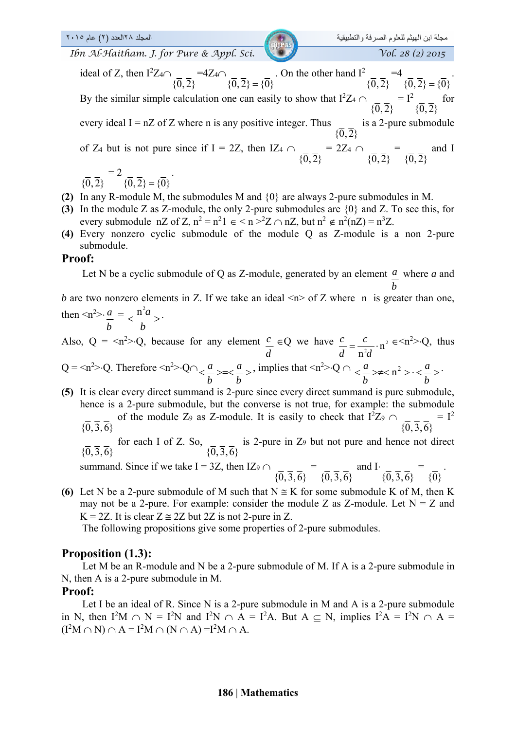ideal of Z, then $I^2Z_4 \cap \{\overline{0},\overline{2}\} = 4Z_4 \cap \{\overline{0},\overline{2}\} = \{\overline{0}\}$. On the other hand $I^2 \{\overline{0},\overline{2}\} = 4\{\overline{0},\overline{2}\} = \{\overline{0}\}$.

By the similar simple calculation one can easily to show that $I^2Z_4 \cap \{\overline{0},\overline{2}\} = I^2\{\overline{0},\overline{2}\}$ for every ideal I = nZ of Z where n is any positive integer. Thus $\{\overline{0},\overline{2}\}$ is a 2-pure submodule of $Z_4$ but is not pure since if I = 2Z, then $IZ_4 \cap \{\overline{0},\overline{2}\} = 2Z_4 \cap \{\overline{0},\overline{2}\} = \{\overline{0},\overline{2}\}$ and $I\{\overline{0},\overline{2}\} = 2\{\overline{0},\overline{2}\} = \{\overline{0}\}$.

**(2)** In any R-module M, the submodules M and {0} are always 2-pure submodules in M.

**(3)** In the module Z as Z-module, the only 2-pure submodules are {0} and Z. To see this, for every submodule nZ of Z, $n^2 = n^2 1 \in \langle n \rangle^2 Z \cap nZ$, but $n^2 \notin n^2(nZ) = n^3Z$.

**(4)** Every nonzero cyclic submodule of the module Q as Z-module is a non 2-pure submodule.

## Proof:

Let N be a cyclic submodule of Q as Z-module, generated by an element $\frac{a}{b}$ where $a$ and $b$ are two nonzero elements in Z. If we take an ideal <n> of Z where n is greater than one, then $\langle n^2 \rangle \cdot \frac{a}{b} = \langle \frac{n^2 a}{b} \rangle$.

Also, $Q = \langle n^2 \rangle \cdot Q$, because for any element $\frac{c}{d} \in Q$ we have $\frac{c}{d} = \frac{c}{n^2 d} \cdot n^2 \in \langle n^2 \rangle \cdot Q$, thus $Q = \langle n^2 \rangle \cdot Q$. Therefore $\langle n^2 \rangle \cdot Q \cap \langle \frac{a}{b} \rangle = \langle \frac{a}{b} \rangle$, implies that $\langle n^2 \rangle \cdot Q \cap \langle \frac{a}{b} \rangle \neq \langle n^2 \rangle \cdot \langle \frac{a}{b} \rangle$.

**(5)** It is clear every direct summand is 2-pure since every direct summand is pure submodule, hence is a 2-pure submodule, but the converse is not true, for example: the submodule $\{\overline{0},\overline{3},\overline{6}\}$ of the module $Z_9$ as Z-module. It is easily to check that $I^2Z_9 \cap \{\overline{0},\overline{3},\overline{6}\} = I^2\{\overline{0},\overline{3},\overline{6}\}$ for each I of Z. So, $\{\overline{0},\overline{3},\overline{6}\}$ is 2-pure in $Z_9$ but not pure and hence not direct summand. Since if we take I = 3Z, then $IZ_9 \cap \{\overline{0},\overline{3},\overline{6}\} = \{\overline{0},\overline{3},\overline{6}\}$ and $I \cdot \{\overline{0},\overline{3},\overline{6}\} = \{\overline{0}\}$.

**(6)** Let N be a 2-pure submodule of M such that $N \cong K$ for some submodule K of M, then K may not be a 2-pure. For example: consider the module Z as Z-module. Let N = Z and K = 2Z. It is clear $Z \cong 2Z$ but 2Z is not 2-pure in Z.

The following propositions give some properties of 2-pure submodules.

## Proposition (1.3):

Let M be an R-module and N be a 2-pure submodule of M. If A is a 2-pure submodule in N, then A is a 2-pure submodule in M.

## Proof:

Let I be an ideal of R. Since N is a 2-pure submodule in M and A is a 2-pure submodule in N, then $I^2M \cap N = I^2N$ and $I^2N \cap A = I^2A$. But $A \subseteq N$, implies $I^2A = I^2N \cap A = (I^2M \cap N) \cap A = I^2M \cap (N \cap A) = I^2M \cap A$.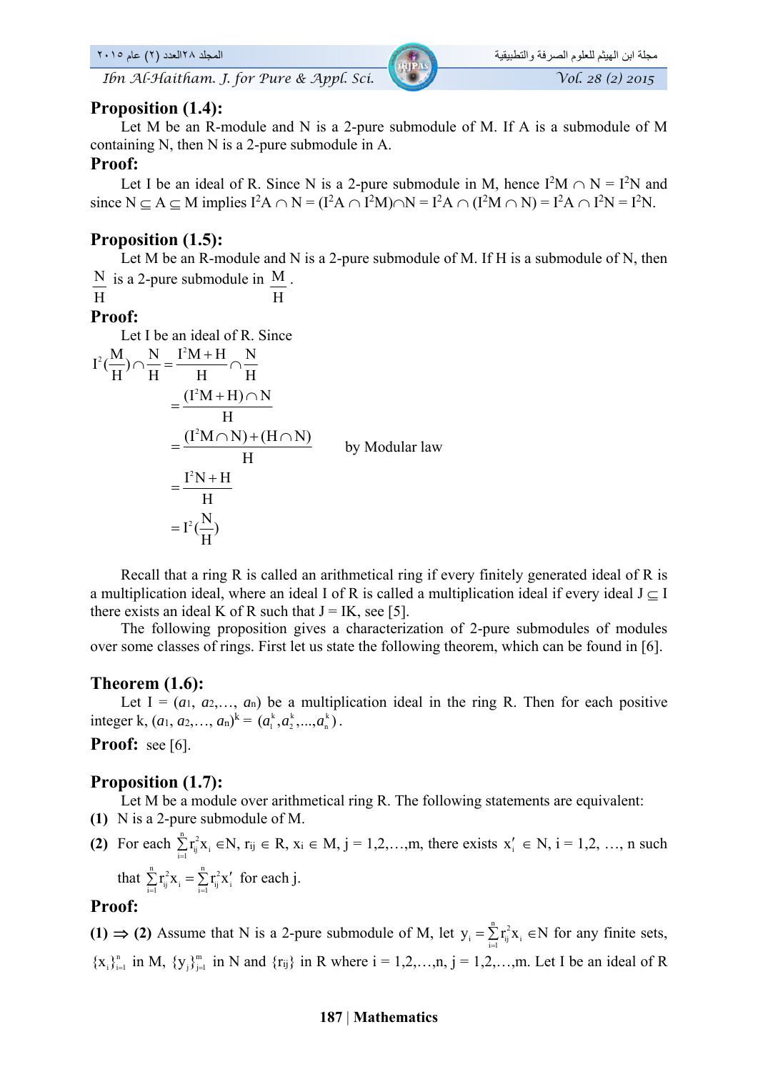### Proposition (1.4):

Let M be an R-module and N is a 2-pure submodule of M. If A is a submodule of M containing N, then N is a 2-pure submodule in A.

### Proof:

Let I be an ideal of R. Since N is a 2-pure submodule in M, hence $I^2M \cap N = I^2N$ and since $N \subseteq A \subseteq M$ implies $I^2A \cap N = (I^2A \cap I^2M) \cap N = I^2A \cap (I^2M \cap N) = I^2A \cap I^2N = I^2N$.

### Proposition (1.5):

Let M be an R-module and N is a 2-pure submodule of M. If H is a submodule of N, then $\frac{N}{H}$ is a 2-pure submodule in $\frac{M}{H}$.

### Proof:

Let I be an ideal of R. Since

$$I^2\left(\frac{M}{H}\right) \cap \frac{N}{H} = \frac{I^2M + H}{H} \cap \frac{N}{H}$$

$$= \frac{(I^2M + H) \cap N}{H}$$

$$= \frac{(I^2M \cap N) + (H \cap N)}{H} \qquad \text{by Modular law}$$

$$= \frac{I^2N + H}{H}$$

$$= I^2\left(\frac{N}{H}\right)$$

Recall that a ring R is called an arithmetical ring if every finitely generated ideal of R is a multiplication ideal, where an ideal I of R is called a multiplication ideal if every ideal $J \subseteq I$ there exists an ideal K of R such that $J = IK$, see [5].

The following proposition gives a characterization of 2-pure submodules of modules over some classes of rings. First let us state the following theorem, which can be found in [6].

### Theorem (1.6):

Let $I = (a_1, a_2, \ldots, a_n)$ be a multiplication ideal in the ring R. Then for each positive integer k, $(a_1, a_2, \ldots, a_n)^k = (a_1^k, a_2^k, \ldots, a_n^k)$.

**Proof:** see [6].

### Proposition (1.7):

Let M be a module over arithmetical ring R. The following statements are equivalent:

**(1)** N is a 2-pure submodule of M.

**(2)** For each $\sum_{i=1}^{n} r_{ij}^2 x_i \in N$, $r_{ij} \in R$, $x_i \in M$, $j = 1,2,\ldots,m$, there exists $x_i' \in N$, $i = 1,2, \ldots, n$ such that $\sum_{i=1}^{n} r_{ij}^2 x_i = \sum_{i=1}^{n} r_{ij}^2 x_i'$ for each j.

### Proof:

**(1) ⇒ (2)** Assume that N is a 2-pure submodule of M, let $y_i = \sum_{i=1}^{n} r_{ij}^2 x_i \in N$ for any finite sets, $\{x_i\}_{i=1}^{n}$ in M, $\{y_j\}_{j=1}^{m}$ in N and $\{r_{ij}\}$ in R where $i = 1,2,\ldots,n$, $j = 1,2,\ldots,m$. Let I be an ideal of R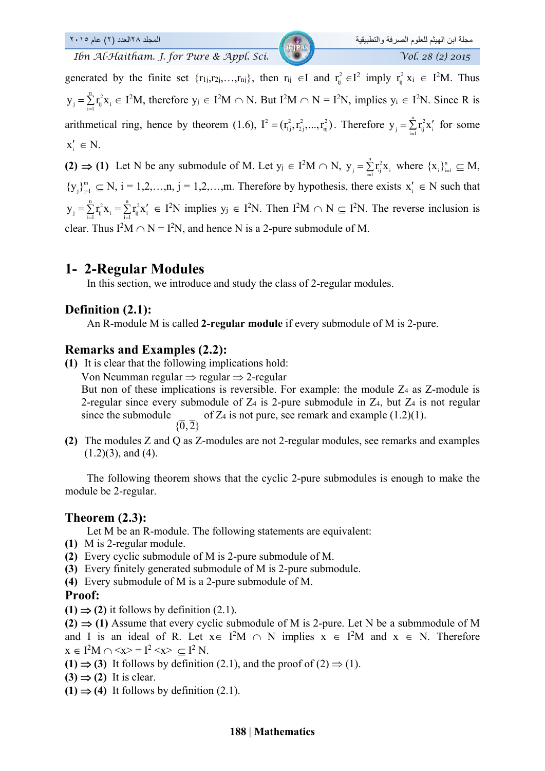generated by the finite set $\{r_{1j}, r_{2j}, \ldots, r_{nj}\}$, then $r_{ij} \in I$ and $r_{ij}^2 \in I^2$ imply $r_{ij}^2 x_i \in I^2M$. Thus $y_j = \sum_{i=1}^{n} r_{ij}^2 x_i \in I^2M$, therefore $y_j \in I^2M \cap N$. But $I^2M \cap N = I^2N$, implies $y_i \in I^2N$. Since R is arithmetical ring, hence by theorem (1.6), $I^2 = (r_{1j}^2, r_{2j}^2, \ldots, r_{nj}^2)$. Therefore $y_j = \sum_{i=1}^{n} r_{ij}^2 x_i'$ for some $x_i' \in N$.

**(2) $\Rightarrow$ (1)** Let N be any submodule of M. Let $y_j \in I^2M \cap N$, $y_j = \sum_{i=1}^{n} r_{ij}^2 x_i$ where $\{x_i\}_{i=1}^{n} \subseteq M$, $\{y_j\}_{j=1}^{m} \subseteq N$, i = 1,2,…,n, j = 1,2,…,m. Therefore by hypothesis, there exists $x_i' \in N$ such that $y_j = \sum_{i=1}^{n} r_{ij}^2 x_i = \sum_{i=1}^{n} r_{ij}^2 x_i' \in I^2N$ implies $y_j \in I^2N$. Then $I^2M \cap N \subseteq I^2N$. The reverse inclusion is clear. Thus $I^2M \cap N = I^2N$, and hence N is a 2-pure submodule of M.

## 1- 2-Regular Modules

In this section, we introduce and study the class of 2-regular modules.

### Definition (2.1):

An R-module M is called **2-regular module** if every submodule of M is 2-pure.

### Remarks and Examples (2.2):

**(1)** It is clear that the following implications hold:
Von Neumman regular $\Rightarrow$ regular $\Rightarrow$ 2-regular
But non of these implications is reversible. For example: the module $Z_4$ as Z-module is 2-regular since every submodule of $Z_4$ is 2-pure submodule in $Z_4$, but $Z_4$ is not regular since the submodule $\{\bar{0}, \bar{2}\}$ of $Z_4$ is not pure, see remark and example (1.2)(1).

**(2)** The modules Z and Q as Z-modules are not 2-regular modules, see remarks and examples (1.2)(3), and (4).

The following theorem shows that the cyclic 2-pure submodules is enough to make the module be 2-regular.

### Theorem (2.3):

Let M be an R-module. The following statements are equivalent:

**(1)** M is 2-regular module.
**(2)** Every cyclic submodule of M is 2-pure submodule of M.
**(3)** Every finitely generated submodule of M is 2-pure submodule.
**(4)** Every submodule of M is a 2-pure submodule of M.

### Proof:

**(1) $\Rightarrow$ (2)** it follows by definition (2.1).

**(2) $\Rightarrow$ (1)** Assume that every cyclic submodule of M is 2-pure. Let N be a submmodule of M and I is an ideal of R. Let $x \in I^2M \cap N$ implies $x \in I^2M$ and $x \in N$. Therefore $x \in I^2M \cap \langle x \rangle = I^2 \langle x \rangle \subseteq I^2 N$.

**(1) $\Rightarrow$ (3)** It follows by definition (2.1), and the proof of (2) $\Rightarrow$ (1).

**(3) $\Rightarrow$ (2)** It is clear.

**(1) $\Rightarrow$ (4)** It follows by definition (2.1).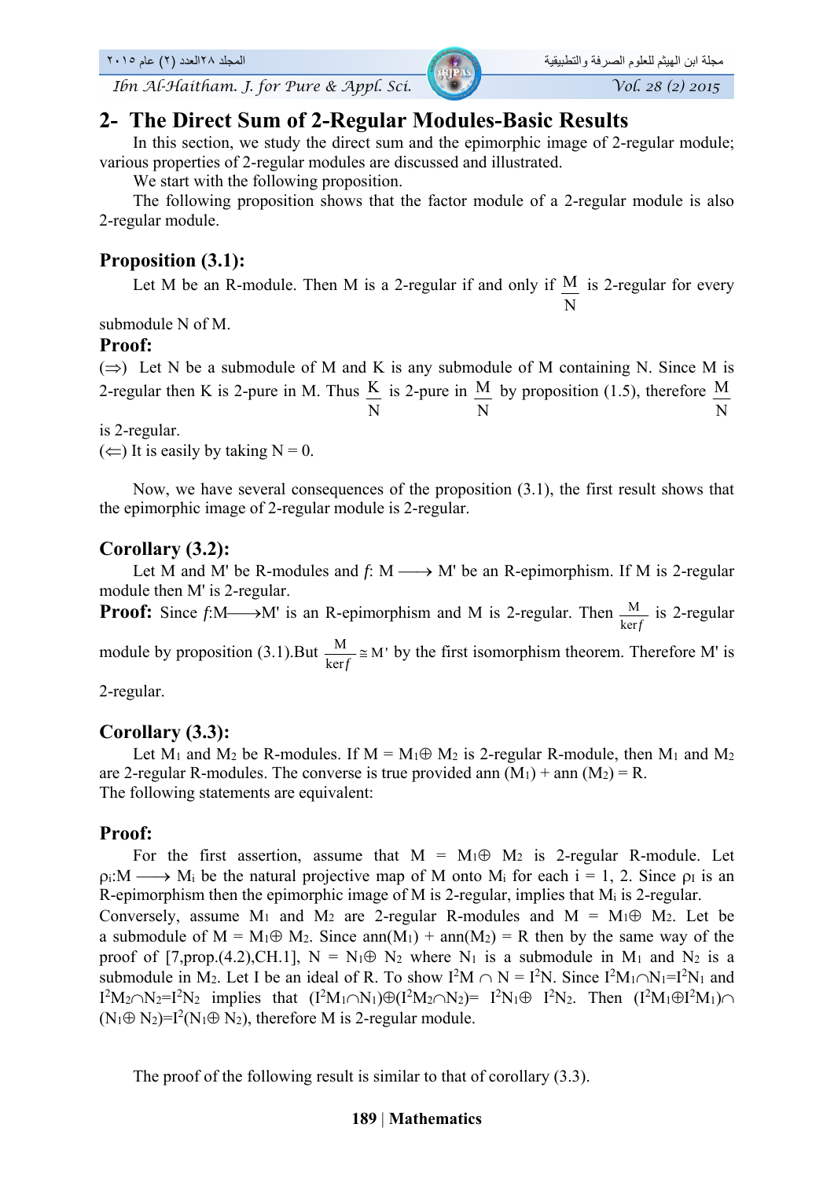## 2- The Direct Sum of 2-Regular Modules-Basic Results

In this section, we study the direct sum and the epimorphic image of 2-regular module; various properties of 2-regular modules are discussed and illustrated.

We start with the following proposition.

The following proposition shows that the factor module of a 2-regular module is also 2-regular module.

### Proposition (3.1):

Let M be an R-module. Then M is a 2-regular if and only if $\frac{M}{N}$ is 2-regular for every submodule N of M.

### Proof:

($\Rightarrow$) Let N be a submodule of M and K is any submodule of M containing N. Since M is 2-regular then K is 2-pure in M. Thus $\frac{K}{N}$ is 2-pure in $\frac{M}{N}$ by proposition (1.5), therefore $\frac{M}{N}$ is 2-regular.

($\Leftarrow$) It is easily by taking N = 0.

Now, we have several consequences of the proposition (3.1), the first result shows that the epimorphic image of 2-regular module is 2-regular.

### Corollary (3.2):

Let M and M' be R-modules and $f$: M $\longrightarrow$ M' be an R-epimorphism. If M is 2-regular module then M' is 2-regular.

**Proof:** Since $f$:M$\longrightarrow$M' is an R-epimorphism and M is 2-regular. Then $\frac{M}{\ker f}$ is 2-regular module by proposition (3.1).But $\frac{M}{\ker f} \cong M'$ by the first isomorphism theorem. Therefore M' is 2-regular.

### Corollary (3.3):

Let $M_1$ and $M_2$ be R-modules. If $M = M_1 \oplus M_2$ is 2-regular R-module, then $M_1$ and $M_2$ are 2-regular R-modules. The converse is true provided ann ($M_1$) + ann ($M_2$) = R.

The following statements are equivalent:

### Proof:

For the first assertion, assume that $M = M_1 \oplus M_2$ is 2-regular R-module. Let $\rho_i$:M $\longrightarrow$ $M_i$ be the natural projective map of M onto $M_i$ for each i = 1, 2. Since $\rho_I$ is an R-epimorphism then the epimorphic image of M is 2-regular, implies that $M_i$ is 2-regular.

Conversely, assume $M_1$ and $M_2$ are 2-regular R-modules and $M = M_1 \oplus M_2$. Let be a submodule of $M = M_1 \oplus M_2$. Since ann($M_1$) + ann($M_2$) = R then by the same way of the proof of [7,prop.(4.2),CH.1], $N = N_1 \oplus N_2$ where $N_1$ is a submodule in $M_1$ and $N_2$ is a submodule in $M_2$. Let I be an ideal of R. To show $I^2M \cap N = I^2N$. Since $I^2M_1 \cap N_1 = I^2N_1$ and $I^2M_2 \cap N_2 = I^2N_2$ implies that $(I^2M_1 \cap N_1) \oplus (I^2M_2 \cap N_2) = I^2N_1 \oplus I^2N_2$. Then $(I^2M_1 \oplus I^2M_1) \cap (N_1 \oplus N_2) = I^2(N_1 \oplus N_2)$, therefore M is 2-regular module.

The proof of the following result is similar to that of corollary (3.3).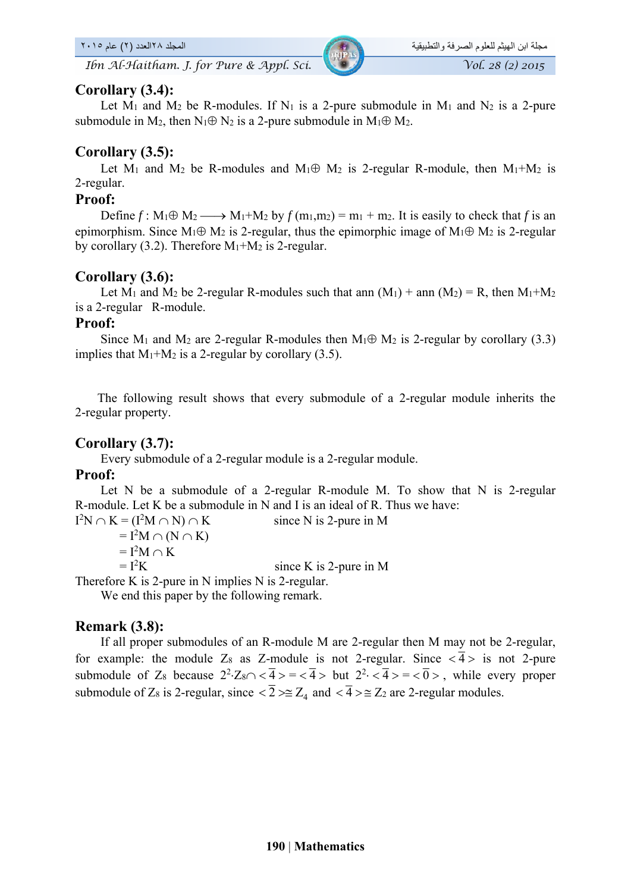## Corollary (3.4):

Let $M_1$ and $M_2$ be R-modules. If $N_1$ is a 2-pure submodule in $M_1$ and $N_2$ is a 2-pure submodule in $M_2$, then $N_1 \oplus N_2$ is a 2-pure submodule in $M_1 \oplus M_2$.

## Corollary (3.5):

Let $M_1$ and $M_2$ be R-modules and $M_1 \oplus M_2$ is 2-regular R-module, then $M_1+M_2$ is 2-regular.

## Proof:

Define $f : M_1 \oplus M_2 \longrightarrow M_1+M_2$ by $f(m_1,m_2) = m_1 + m_2$. It is easily to check that $f$ is an epimorphism. Since $M_1 \oplus M_2$ is 2-regular, thus the epimorphic image of $M_1 \oplus M_2$ is 2-regular by corollary (3.2). Therefore $M_1+M_2$ is 2-regular.

## Corollary (3.6):

Let $M_1$ and $M_2$ be 2-regular R-modules such that ann $(M_1)$ + ann $(M_2) = R$, then $M_1+M_2$ is a 2-regular R-module.

## Proof:

Since $M_1$ and $M_2$ are 2-regular R-modules then $M_1 \oplus M_2$ is 2-regular by corollary (3.3) implies that $M_1+M_2$ is a 2-regular by corollary (3.5).

The following result shows that every submodule of a 2-regular module inherits the 2-regular property.

## Corollary (3.7):

Every submodule of a 2-regular module is a 2-regular module.

## Proof:

Let N be a submodule of a 2-regular R-module M. To show that N is 2-regular R-module. Let K be a submodule in N and I is an ideal of R. Thus we have:

$$
\begin{aligned}
I^2N \cap K &= (I^2M \cap N) \cap K && \text{since N is 2-pure in M} \\
&= I^2M \cap (N \cap K) \\
&= I^2M \cap K \\
&= I^2K && \text{since K is 2-pure in M}
\end{aligned}
$$

Therefore K is 2-pure in N implies N is 2-regular.

We end this paper by the following remark.

## Remark (3.8):

If all proper submodules of an R-module M are 2-regular then M may not be 2-regular, for example: the module $Z_8$ as Z-module is not 2-regular. Since $<\bar{4}>$ is not 2-pure submodule of $Z_8$ because $2^2 \cdot Z_8 \cap <\bar{4}> = <\bar{4}>$ but $2^2 \cdot <\bar{4}> = <\bar{0}>$, while every proper submodule of $Z_8$ is 2-regular, since $<\bar{2}> \cong Z_4$ and $<\bar{4}> \cong Z_2$ are 2-regular modules.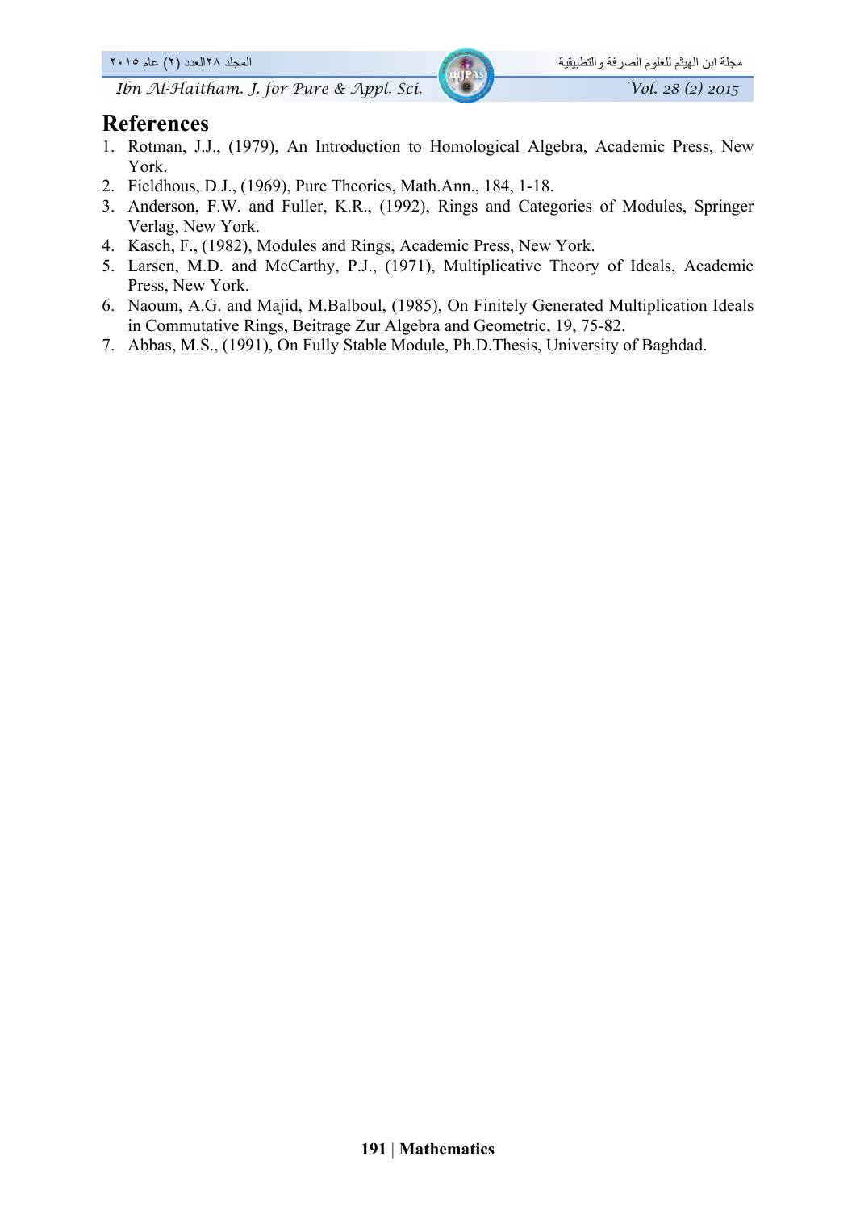## References

1. Rotman, J.J., (1979), An Introduction to Homological Algebra, Academic Press, New York.
2. Fieldhous, D.J., (1969), Pure Theories, Math.Ann., 184, 1-18.
3. Anderson, F.W. and Fuller, K.R., (1992), Rings and Categories of Modules, Springer Verlag, New York.
4. Kasch, F., (1982), Modules and Rings, Academic Press, New York.
5. Larsen, M.D. and McCarthy, P.J., (1971), Multiplicative Theory of Ideals, Academic Press, New York.
6. Naoum, A.G. and Majid, M.Balboul, (1985), On Finitely Generated Multiplication Ideals in Commutative Rings, Beitrage Zur Algebra and Geometric, 19, 75-82.
7. Abbas, M.S., (1991), On Fully Stable Module, Ph.D.Thesis, University of Baghdad.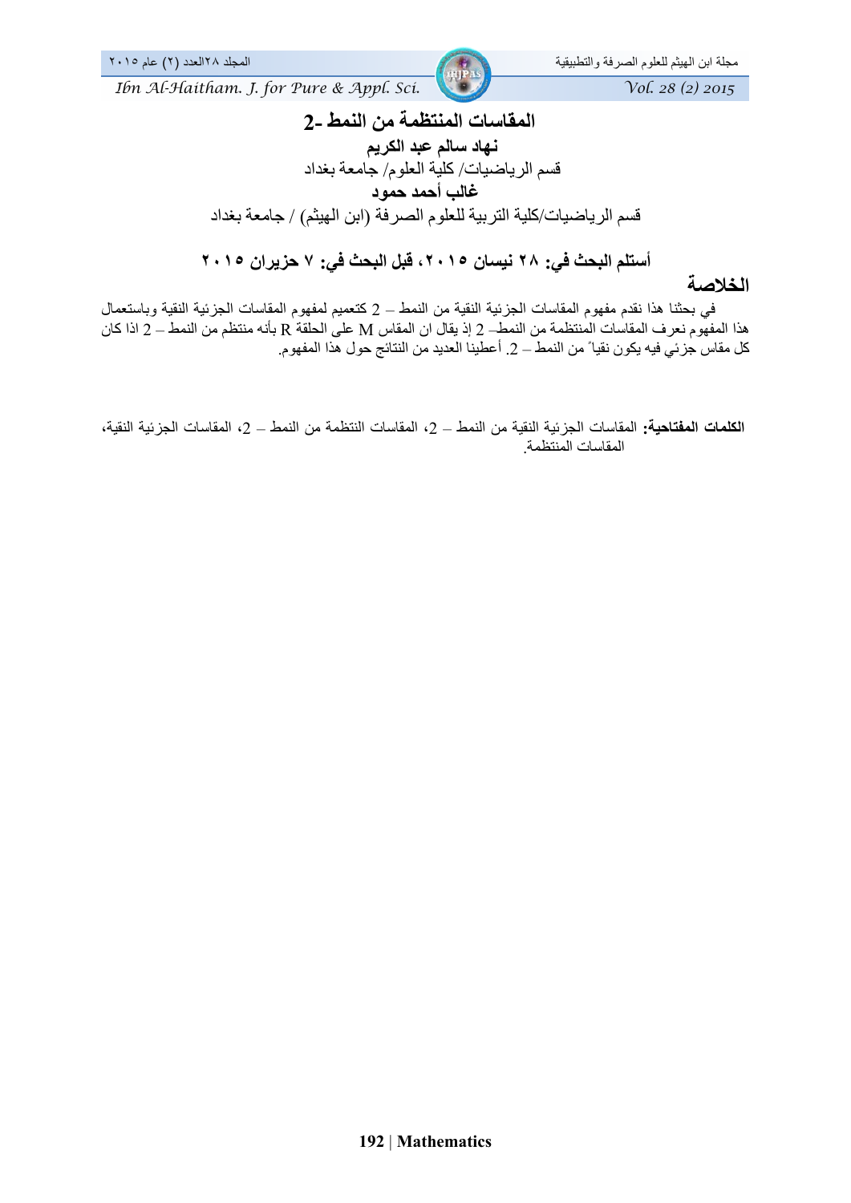# المقاسات المنتظمة من النمط -2

**نهاد سالم عبد الكريم**

قسم الرياضيات/ كلية العلوم/ جامعة بغداد

**غالب أحمد حمود**

قسم الرياضيات/كلية التربية للعلوم الصرفة (ابن الهيثم) / جامعة بغداد

**أستلم البحث في: ٢٨ نيسان ٢٠١٥، قبل البحث في: ٧ حزيران ٢٠١٥**

## الخلاصة

في بحثنا هذا نقدم مفهوم المقاسات الجزئية النقية من النمط – 2 كتعميم لمفهوم المقاسات الجزئية النقية وباستعمال هذا المفهوم نعرف المقاسات المنتظمة من النمط– 2 إذ يقال ان المقاس M على الحلقة R بأنه منتظم من النمط – 2 اذا كان كل مقاس جزئي فيه يكون نقياً من النمط – 2. أعطينا العديد من النتائج حول هذا المفهوم.

**الكلمات المفتاحية:** المقاسات الجزئية النقية من النمط – 2، المقاسات النتظمة من النمط – 2، المقاسات الجزئية النقية، المقاسات المنتظمة.